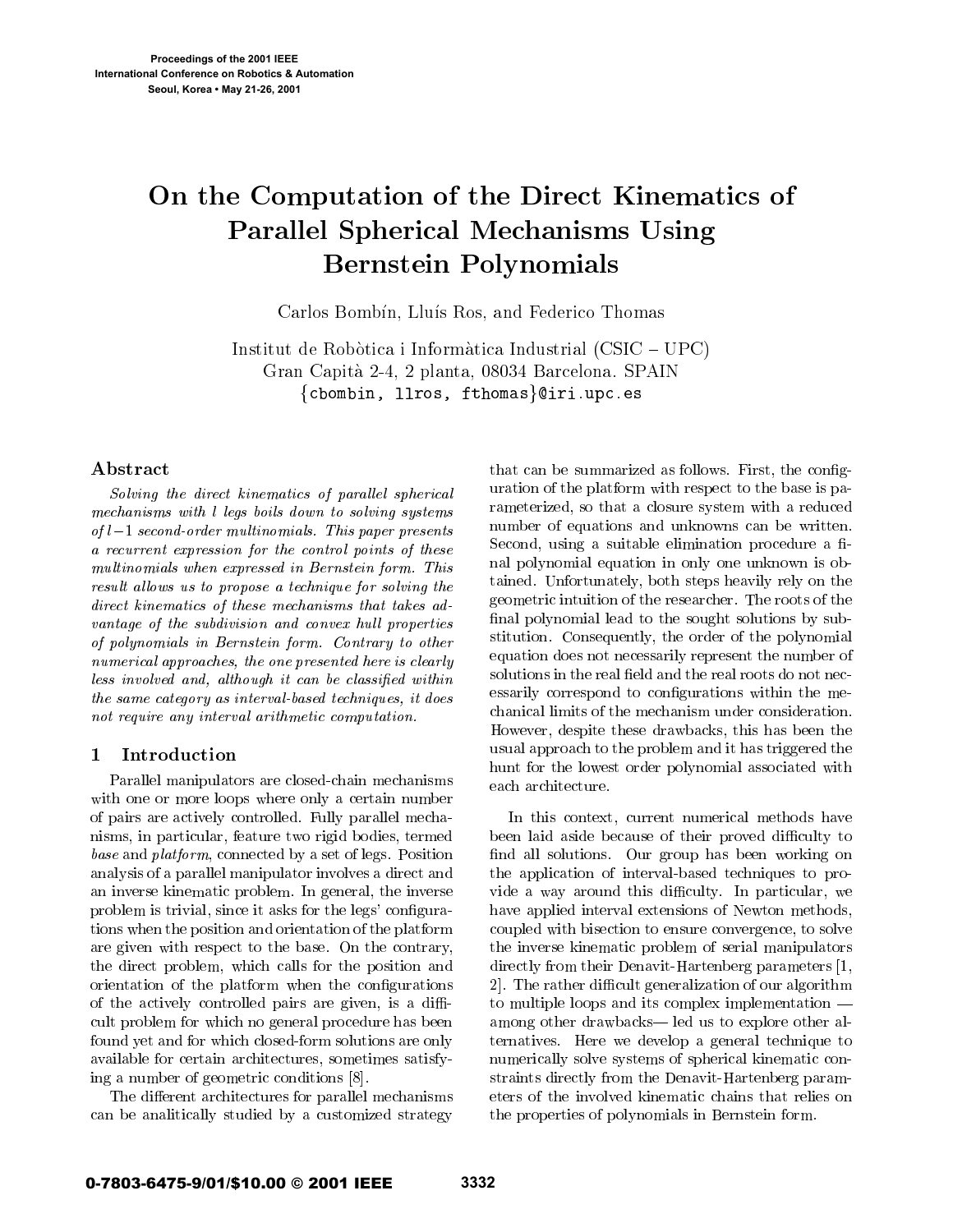# On the Computation of the Direct Kinematics of Parallel Spherical Mechanisms Using Bernstein Polynomials

Carlos Bombín, Lluís Ros, and Federico Thomas

Institut de Robòtica i Informàtica Industrial (CSIC – UPC)
Gran Capità 2-4, 2 planta, 08034 Barcelona. SPAIN
{cbombin, llros, fthomas}@iri.upc.es

## Abstract

*Solving the direct kinematics of parallel spherical mechanisms with $l$ legs boils down to solving systems of $l-1$ second-order multinomials. This paper presents a recurrent expression for the control points of these multinomials when expressed in Bernstein form. This result allows us to propose a technique for solving the direct kinematics of these mechanisms that takes advantage of the subdivision and convex hull properties of polynomials in Bernstein form. Contrary to other numerical approaches, the one presented here is clearly less involved and, although it can be classified within the same category as interval-based techniques, it does not require any interval arithmetic computation.*

## 1 Introduction

Parallel manipulators are closed-chain mechanisms with one or more loops where only a certain number of pairs are actively controlled. Fully parallel mechanisms, in particular, feature two rigid bodies, termed *base* and *platform*, connected by a set of legs. Position analysis of a parallel manipulator involves a direct and an inverse kinematic problem. In general, the inverse problem is trivial, since it asks for the legs' configurations when the position and orientation of the platform are given with respect to the base. On the contrary, the direct problem, which calls for the position and orientation of the platform when the configurations of the actively controlled pairs are given, is a difficult problem for which no general procedure has been found yet and for which closed-form solutions are only available for certain architectures, sometimes satisfying a number of geometric conditions [8].

The different architectures for parallel mechanisms can be analitically studied by a customized strategy that can be summarized as follows. First, the configuration of the platform with respect to the base is parameterized, so that a closure system with a reduced number of equations and unknowns can be written. Second, using a suitable elimination procedure a final polynomial equation in only one unknown is obtained. Unfortunately, both steps heavily rely on the geometric intuition of the researcher. The roots of the final polynomial lead to the sought solutions by substitution. Consequently, the order of the polynomial equation does not necessarily represent the number of solutions in the real field and the real roots do not necessarily correspond to configurations within the mechanical limits of the mechanism under consideration. However, despite these drawbacks, this has been the usual approach to the problem and it has triggered the hunt for the lowest order polynomial associated with each architecture.

In this context, current numerical methods have been laid aside because of their proved difficulty to find all solutions. Our group has been working on the application of interval-based techniques to provide a way around this difficulty. In particular, we have applied interval extensions of Newton methods, coupled with bisection to ensure convergence, to solve the inverse kinematic problem of serial manipulators directly from their Denavit-Hartenberg parameters [1, 2]. The rather difficult generalization of our algorithm to multiple loops and its complex implementation —among other drawbacks— led us to explore other alternatives. Here we develop a general technique to numerically solve systems of spherical kinematic constraints directly from the Denavit-Hartenberg parameters of the involved kinematic chains that relies on the properties of polynomials in Bernstein form.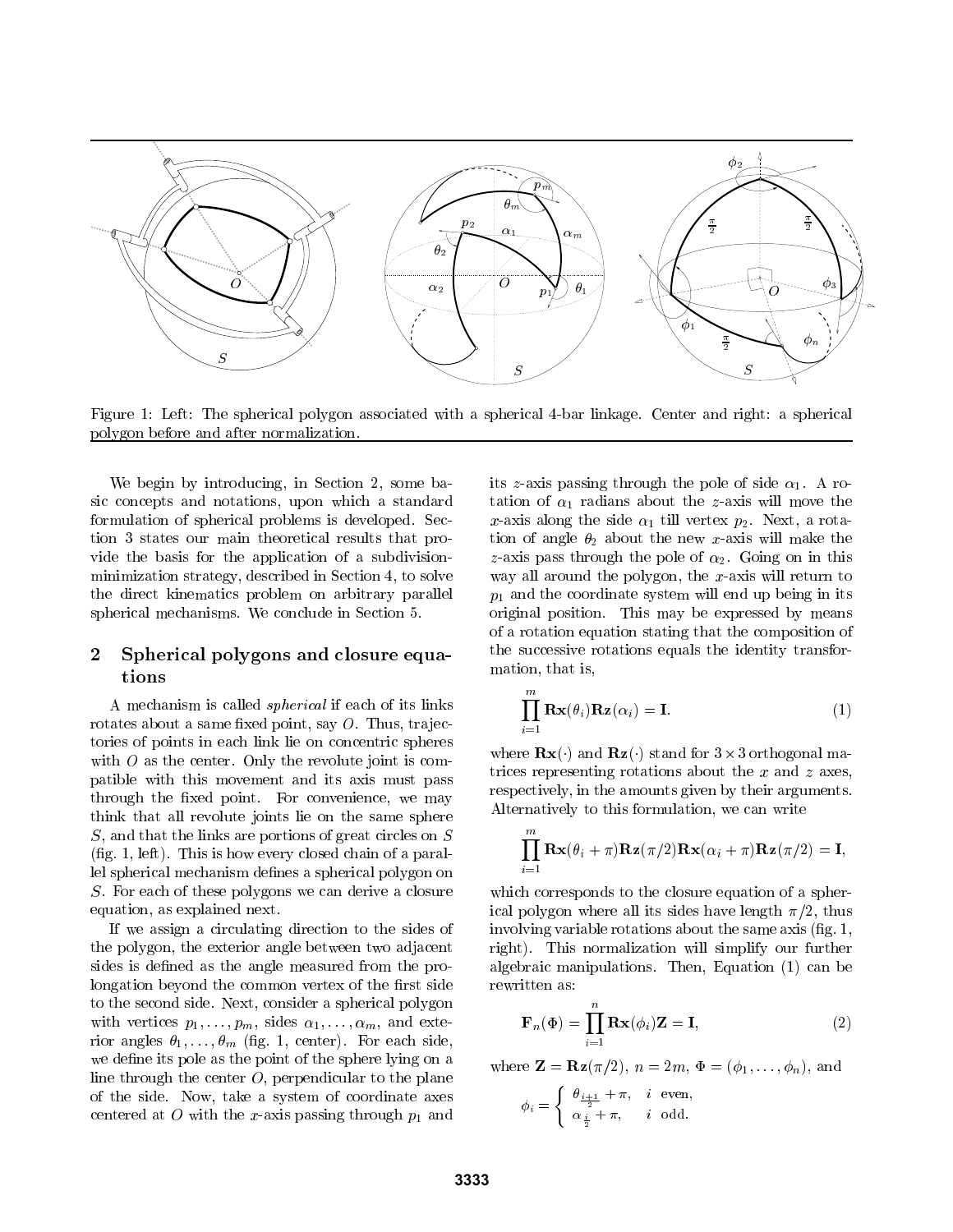Figure 1: Left: The spherical polygon associated with a spherical 4-bar linkage. Center and right: a spherical polygon before and after normalization.

We begin by introducing, in Section 2, some basic concepts and notations, upon which a standard formulation of spherical problems is developed. Section 3 states our main theoretical results that provide the basis for the application of a subdivision-minimization strategy, described in Section 4, to solve the direct kinematics problem on arbitrary parallel spherical mechanisms. We conclude in Section 5.

## 2 Spherical polygons and closure equations

A mechanism is called *spherical* if each of its links rotates about a same fixed point, say $O$. Thus, trajectories of points in each link lie on concentric spheres with $O$ as the center. Only the revolute joint is compatible with this movement and its axis must pass through the fixed point. For convenience, we may think that all revolute joints lie on the same sphere $S$, and that the links are portions of great circles on $S$ (fig. 1, left). This is how every closed chain of a parallel spherical mechanism defines a spherical polygon on $S$. For each of these polygons we can derive a closure equation, as explained next.

If we assign a circulating direction to the sides of the polygon, the exterior angle between two adjacent sides is defined as the angle measured from the prolongation beyond the common vertex of the first side to the second side. Next, consider a spherical polygon with vertices $p_1, \ldots, p_m$, sides $\alpha_1, \ldots, \alpha_m$, and exterior angles $\theta_1, \ldots, \theta_m$ (fig. 1, center). For each side, we define its pole as the point of the sphere lying on a line through the center $O$, perpendicular to the plane of the side. Now, take a system of coordinate axes centered at $O$ with the $x$-axis passing through $p_1$ and its $z$-axis passing through the pole of side $\alpha_1$. A rotation of $\alpha_1$ radians about the $z$-axis will move the $x$-axis along the side $\alpha_1$ till vertex $p_2$. Next, a rotation of angle $\theta_2$ about the new $x$-axis will make the $z$-axis pass through the pole of $\alpha_2$. Going on in this way all around the polygon, the $x$-axis will return to $p_1$ and the coordinate system will end up being in its original position. This may be expressed by means of a rotation equation stating that the composition of the successive rotations equals the identity transformation, that is,

$$\prod_{i=1}^{m} \mathbf{Rx}(\theta_i)\mathbf{Rz}(\alpha_i) = \mathbf{I}. \tag{1}$$

where $\mathbf{Rx}(\cdot)$ and $\mathbf{Rz}(\cdot)$ stand for $3 \times 3$ orthogonal matrices representing rotations about the $x$ and $z$ axes, respectively, in the amounts given by their arguments. Alternatively to this formulation, we can write

$$\prod_{i=1}^{m} \mathbf{Rx}(\theta_i + \pi)\mathbf{Rz}(\pi/2)\mathbf{Rx}(\alpha_i + \pi)\mathbf{Rz}(\pi/2) = \mathbf{I},$$

which corresponds to the closure equation of a spherical polygon where all its sides have length $\pi/2$, thus involving variable rotations about the same axis (fig. 1, right). This normalization will simplify our further algebraic manipulations. Then, Equation (1) can be rewritten as:

$$\mathbf{F}_n(\Phi) = \prod_{i=1}^{n} \mathbf{Rx}(\phi_i)\mathbf{Z} = \mathbf{I}, \tag{2}$$

where $\mathbf{Z} = \mathbf{Rz}(\pi/2)$, $n = 2m$, $\Phi = (\phi_1, \ldots, \phi_n)$, and

$$\phi_i = \begin{cases} \theta_{\frac{i+1}{2}} + \pi, & i \text{ even}, \\ \alpha_{\frac{i}{2}} + \pi, & i \text{ odd}. \end{cases}$$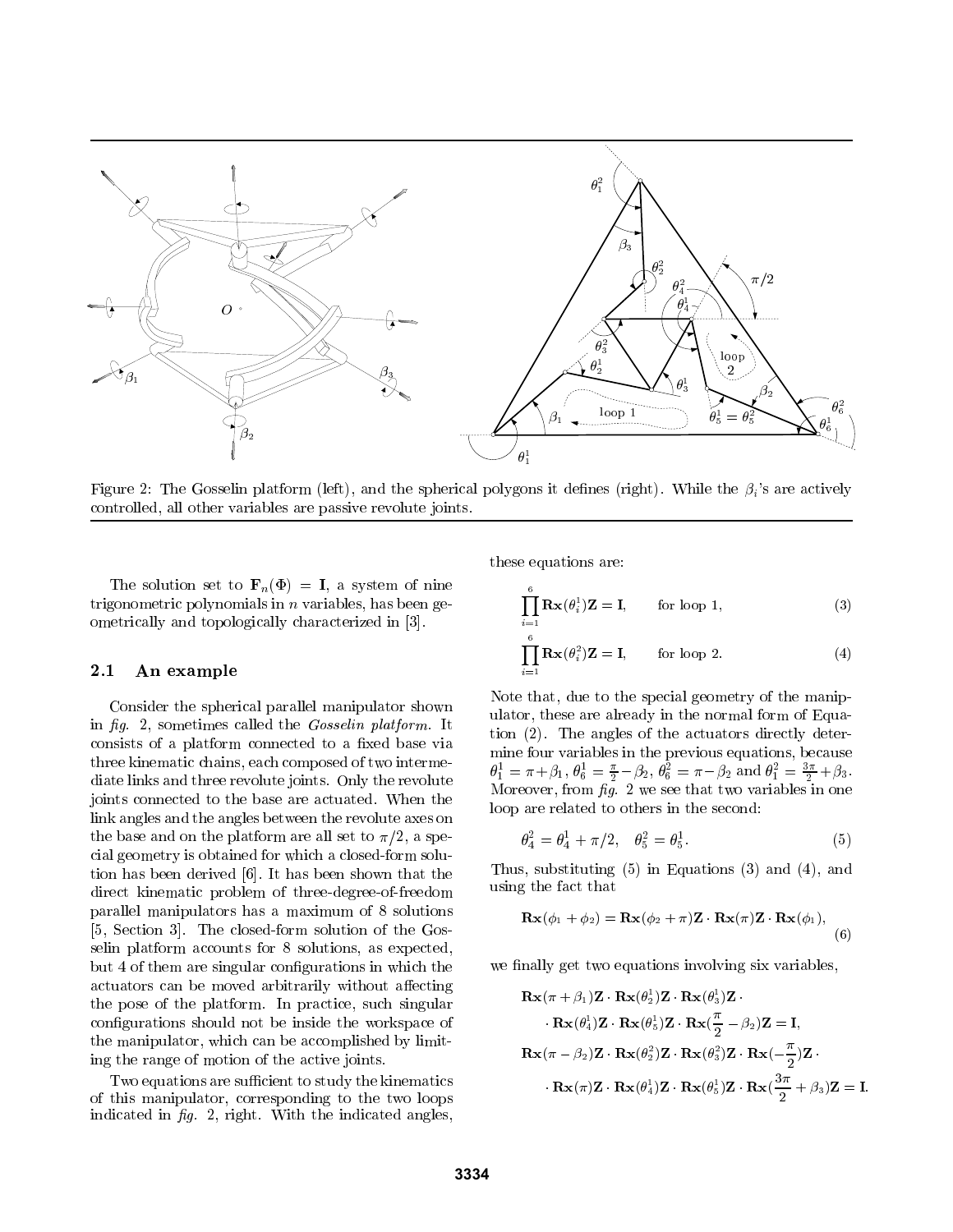Figure 2: The Gosselin platform (left), and the spherical polygons it defines (right). While the $\beta_i$'s are actively controlled, all other variables are passive revolute joints.

The solution set to $\mathbf{F}_n(\Phi) = \mathbf{I}$, a system of nine trigonometric polynomials in $n$ variables, has been geometrically and topologically characterized in [3].

## 2.1 An example

Consider the spherical parallel manipulator shown in *fig.* 2, sometimes called the *Gosselin platform*. It consists of a platform connected to a fixed base via three kinematic chains, each composed of two intermediate links and three revolute joints. Only the revolute joints connected to the base are actuated. When the link angles and the angles between the revolute axes on the base and on the platform are all set to $\pi/2$, a special geometry is obtained for which a closed-form solution has been derived [6]. It has been shown that the direct kinematic problem of three-degree-of-freedom parallel manipulators has a maximum of 8 solutions [5, Section 3]. The closed-form solution of the Gosselin platform accounts for 8 solutions, as expected, but 4 of them are singular configurations in which the actuators can be moved arbitrarily without affecting the pose of the platform. In practice, such singular configurations should not be inside the workspace of the manipulator, which can be accomplished by limiting the range of motion of the active joints.

Two equations are sufficient to study the kinematics of this manipulator, corresponding to the two loops indicated in *fig.* 2, right. With the indicated angles, these equations are:

$$\prod_{i=1}^{6} \mathbf{Rx}(\theta_i^1)\mathbf{Z} = \mathbf{I}, \qquad \text{for loop 1,} \tag{3}$$

$$\prod_{i=1}^{6} \mathbf{Rx}(\theta_i^2)\mathbf{Z} = \mathbf{I}, \qquad \text{for loop 2.} \tag{4}$$

Note that, due to the special geometry of the manipulator, these are already in the normal form of Equation (2). The angles of the actuators directly determine four variables in the previous equations, because $\theta_1^1 = \pi + \beta_1$, $\theta_6^1 = \frac{\pi}{2} - \beta_2$, $\theta_6^2 = \pi - \beta_2$ and $\theta_1^2 = \frac{3\pi}{2} + \beta_3$. Moreover, from *fig.* 2 we see that two variables in one loop are related to others in the second:

$$\theta_4^2 = \theta_4^1 + \pi/2, \quad \theta_5^2 = \theta_5^1. \tag{5}$$

Thus, substituting (5) in Equations (3) and (4), and using the fact that

$$\mathbf{Rx}(\phi_1 + \phi_2) = \mathbf{Rx}(\phi_2 + \pi)\mathbf{Z} \cdot \mathbf{Rx}(\pi)\mathbf{Z} \cdot \mathbf{Rx}(\phi_1), \tag{6}$$

we finally get two equations involving six variables,

$$\mathbf{Rx}(\pi + \beta_1)\mathbf{Z} \cdot \mathbf{Rx}(\theta_2^1)\mathbf{Z} \cdot \mathbf{Rx}(\theta_3^1)\mathbf{Z} \cdot \\ \cdot \mathbf{Rx}(\theta_4^1)\mathbf{Z} \cdot \mathbf{Rx}(\theta_5^1)\mathbf{Z} \cdot \mathbf{Rx}(\frac{\pi}{2} - \beta_2)\mathbf{Z} = \mathbf{I},$$

$$\mathbf{Rx}(\pi - \beta_2)\mathbf{Z} \cdot \mathbf{Rx}(\theta_2^2)\mathbf{Z} \cdot \mathbf{Rx}(\theta_3^2)\mathbf{Z} \cdot \mathbf{Rx}(-\frac{\pi}{2})\mathbf{Z} \cdot \\ \cdot \mathbf{Rx}(\pi)\mathbf{Z} \cdot \mathbf{Rx}(\theta_4^1)\mathbf{Z} \cdot \mathbf{Rx}(\theta_5^1)\mathbf{Z} \cdot \mathbf{Rx}(\frac{3\pi}{2} + \beta_3)\mathbf{Z} = \mathbf{I}.$$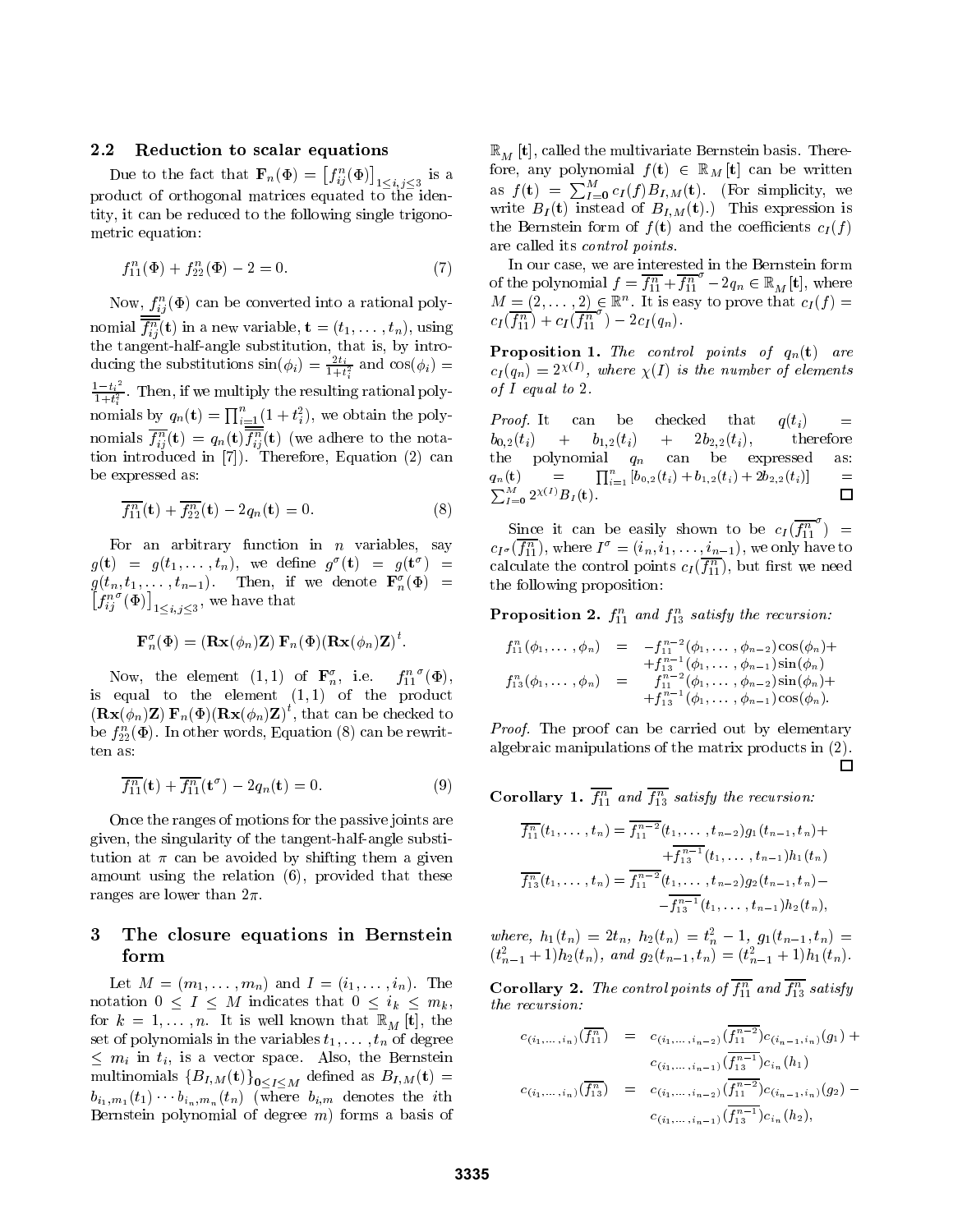### 2.2 Reduction to scalar equations

Due to the fact that $\mathbf{F}_n(\Phi) = \left[f_{ij}^n(\Phi)\right]_{1\le i,j\le 3}$ is a product of orthogonal matrices equated to the identity, it can be reduced to the following single trigonometric equation:

$$f_{11}^n(\Phi) + f_{22}^n(\Phi) - 2 = 0. \tag{7}$$

Now, $f_{ij}^n(\Phi)$ can be converted into a rational polynomial $\overline{\overline{f_{ij}^n}}(\mathbf{t})$ in a new variable, $\mathbf{t} = (t_1, \ldots, t_n)$, using the tangent-half-angle substitution, that is, by introducing the substitutions $\sin(\phi_i) = \frac{2t_i}{1+t_i^2}$ and $\cos(\phi_i) = \frac{1-t_i^2}{1+t_i^2}$. Then, if we multiply the resulting rational polynomials by $q_n(\mathbf{t}) = \prod_{i=1}^n (1+t_i^2)$, we obtain the polynomials $\overline{f_{ij}^n}(\mathbf{t}) = q_n(\mathbf{t})\overline{\overline{f_{ij}^n}}(\mathbf{t})$ (we adhere to the notation introduced in [7]). Therefore, Equation (2) can be expressed as:

$$\overline{f_{11}^n}(\mathbf{t}) + \overline{f_{22}^n}(\mathbf{t}) - 2q_n(\mathbf{t}) = 0. \tag{8}$$

For an arbitrary function in $n$ variables, say $g(\mathbf{t}) = g(t_1, \ldots, t_n)$, we define $g^\sigma(\mathbf{t}) = g(\mathbf{t}^\sigma) = g(t_n, t_1, \ldots, t_{n-1})$. Then, if we denote $\mathbf{F}_n^\sigma(\Phi) = \left[f_{ij}^{n\,\sigma}(\Phi)\right]_{1\le i,j\le 3}$, we have that

$$\mathbf{F}_n^\sigma(\Phi) = (\mathbf{Rx}(\phi_n)\mathbf{Z})\,\mathbf{F}_n(\Phi)(\mathbf{Rx}(\phi_n)\mathbf{Z})^t.$$

Now, the element (1,1) of $\mathbf{F}_n^\sigma$, i.e. $f_{11}^{n\,\sigma}(\Phi)$, is equal to the element (1,1) of the product $(\mathbf{Rx}(\phi_n)\mathbf{Z})\,\mathbf{F}_n(\Phi)(\mathbf{Rx}(\phi_n)\mathbf{Z})^t$, that can be checked to be $f_{22}^n(\Phi)$. In other words, Equation (8) can be rewritten as:

$$\overline{f_{11}^n}(\mathbf{t}) + \overline{f_{11}^n}(\mathbf{t}^\sigma) - 2q_n(\mathbf{t}) = 0. \tag{9}$$

Once the ranges of motions for the passive joints are given, the singularity of the tangent-half-angle substitution at $\pi$ can be avoided by shifting them a given amount using the relation (6), provided that these ranges are lower than $2\pi$.

## 3 The closure equations in Bernstein form

Let $M = (m_1, \ldots, m_n)$ and $I = (i_1, \ldots, i_n)$. The notation $0 \le I \le M$ indicates that $0 \le i_k \le m_k$, for $k = 1, \ldots, n$. It is well known that $\mathbb{R}_M[\mathbf{t}]$, the set of polynomials in the variables $t_1, \ldots, t_n$ of degree $\le m_i$ in $t_i$, is a vector space. Also, the Bernstein multinomials $\{B_{I,M}(\mathbf{t})\}_{\mathbf{0}\le I\le M}$ defined as $B_{I,M}(\mathbf{t}) = b_{i_1,m_1}(t_1)\cdots b_{i_n,m_n}(t_n)$ (where $b_{i,m}$ denotes the $i$th Bernstein polynomial of degree $m$) forms a basis of $\mathbb{R}_M[\mathbf{t}]$, called the multivariate Bernstein basis. Therefore, any polynomial $f(\mathbf{t}) \in \mathbb{R}_M[\mathbf{t}]$ can be written as $f(\mathbf{t}) = \sum_{I=\mathbf{0}}^M c_I(f)B_{I,M}(\mathbf{t})$. (For simplicity, we write $B_I(\mathbf{t})$ instead of $B_{I,M}(\mathbf{t})$.) This expression is the Bernstein form of $f(\mathbf{t})$ and the coefficients $c_I(f)$ are called its *control points*.

In our case, we are interested in the Bernstein form of the polynomial $f = \overline{f_{11}^n} + \overline{f_{11}^n}^\sigma - 2q_n \in \mathbb{R}_M[\mathbf{t}]$, where $M = (2, \ldots, 2) \in \mathbb{R}^n$. It is easy to prove that $c_I(f) = c_I(\overline{f_{11}^n}) + c_I(\overline{f_{11}^n}^\sigma) - 2c_I(q_n)$.

**Proposition 1.** *The control points of $q_n(\mathbf{t})$ are $c_I(q_n) = 2^{\chi(I)}$, where $\chi(I)$ is the number of elements of $I$ equal to 2.*

*Proof.* It can be checked that $q(t_i) = b_{0,2}(t_i) + b_{1,2}(t_i) + 2b_{2,2}(t_i)$, therefore the polynomial $q_n$ can be expressed as: $q_n(\mathbf{t}) = \prod_{i=1}^n [b_{0,2}(t_i) + b_{1,2}(t_i) + 2b_{2,2}(t_i)] = \sum_{I=\mathbf{0}}^M 2^{\chi(I)}B_I(\mathbf{t})$. □

Since it can be easily shown to be $c_I(\overline{f_{11}^n}^\sigma) = c_{I^\sigma}(\overline{f_{11}^n})$, where $I^\sigma = (i_n, i_1, \ldots, i_{n-1})$, we only have to calculate the control points $c_I(\overline{f_{11}^n})$, but first we need the following proposition:

**Proposition 2.** *$f_{11}^n$ and $f_{13}^n$ satisfy the recursion:*

$$\begin{aligned}
f_{11}^n(\phi_1, \ldots, \phi_n) &= -f_{11}^{n-2}(\phi_1, \ldots, \phi_{n-2})\cos(\phi_n) + \\
&\quad + f_{13}^{n-1}(\phi_1, \ldots, \phi_{n-1})\sin(\phi_n) \\
f_{13}^n(\phi_1, \ldots, \phi_n) &= f_{11}^{n-2}(\phi_1, \ldots, \phi_{n-2})\sin(\phi_n) + \\
&\quad + f_{13}^{n-1}(\phi_1, \ldots, \phi_{n-1})\cos(\phi_n).
\end{aligned}$$

*Proof.* The proof can be carried out by elementary algebraic manipulations of the matrix products in (2). □

**Corollary 1.** *$\overline{f_{11}^n}$ and $\overline{f_{13}^n}$ satisfy the recursion:*

$$\begin{aligned}
\overline{f_{11}^n}(t_1, \ldots, t_n) &= \overline{f_{11}^{n-2}}(t_1, \ldots, t_{n-2})g_1(t_{n-1}, t_n) + \\
&\quad + \overline{f_{13}^{n-1}}(t_1, \ldots, t_{n-1})h_1(t_n) \\
\overline{f_{13}^n}(t_1, \ldots, t_n) &= \overline{f_{11}^{n-2}}(t_1, \ldots, t_{n-2})g_2(t_{n-1}, t_n) - \\
&\quad - \overline{f_{13}^{n-1}}(t_1, \ldots, t_{n-1})h_2(t_n),
\end{aligned}$$

*where, $h_1(t_n) = 2t_n$, $h_2(t_n) = t_n^2 - 1$, $g_1(t_{n-1}, t_n) = (t_{n-1}^2+1)h_2(t_n)$, and $g_2(t_{n-1}, t_n) = (t_{n-1}^2+1)h_1(t_n)$.*

**Corollary 2.** *The control points of $\overline{f_{11}^n}$ and $\overline{f_{13}^n}$ satisfy the recursion:*

$$\begin{aligned}
c_{(i_1,\ldots,i_n)}(\overline{f_{11}^n}) &= c_{(i_1,\ldots,i_{n-2})}(\overline{f_{11}^{n-2}})c_{(i_{n-1},i_n)}(g_1) + \\
&\quad c_{(i_1,\ldots,i_{n-1})}(\overline{f_{13}^{n-1}})c_{i_n}(h_1) \\
c_{(i_1,\ldots,i_n)}(\overline{f_{13}^n}) &= c_{(i_1,\ldots,i_{n-2})}(\overline{f_{11}^{n-2}})c_{(i_{n-1},i_n)}(g_2) - \\
&\quad c_{(i_1,\ldots,i_{n-1})}(\overline{f_{13}^{n-1}})c_{i_n}(h_2),
\end{aligned}$$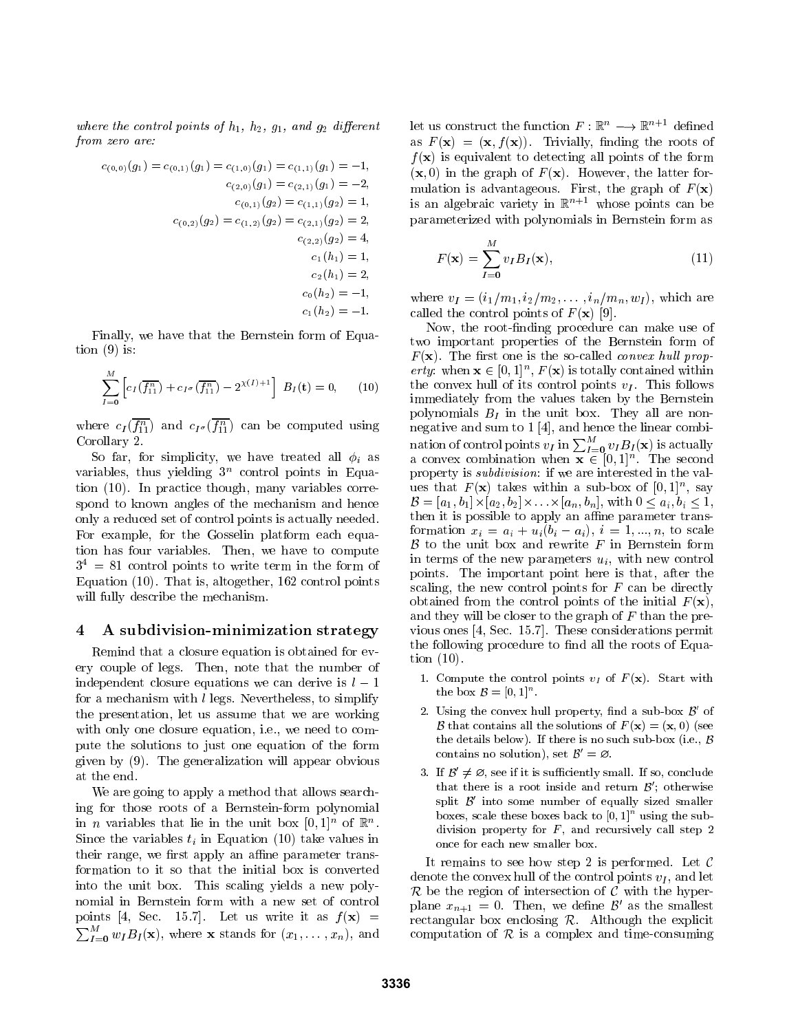*where the control points of $h_1$, $h_2$, $g_1$, and $g_2$ different from zero are:*

$$
\begin{aligned}
c_{(0,0)}(g_1) = c_{(0,1)}(g_1) = c_{(1,0)}(g_1) = c_{(1,1)}(g_1) &= -1,\\
c_{(2,0)}(g_1) = c_{(2,1)}(g_1) &= -2,\\
c_{(0,1)}(g_2) = c_{(1,1)}(g_2) &= 1,\\
c_{(0,2)}(g_2) = c_{(1,2)}(g_2) = c_{(2,1)}(g_2) &= 2,\\
c_{(2,2)}(g_2) &= 4,\\
c_1(h_1) &= 1,\\
c_2(h_1) &= 2,\\
c_0(h_2) &= -1,\\
c_1(h_2) &= -1.
\end{aligned}
$$

Finally, we have that the Bernstein form of Equation (9) is:

$$
\sum_{I=\mathbf{0}}^{M} \left[ c_I(\overline{f_{11}^n}) + c_{I^\sigma}(\overline{f_{11}^n}) - 2^{\chi(I)+1} \right] B_I(\mathbf{t}) = 0, \qquad (10)
$$

where $c_I(\overline{f_{11}^n})$ and $c_{I^\sigma}(\overline{f_{11}^n})$ can be computed using Corollary 2.

So far, for simplicity, we have treated all $\phi_i$ as variables, thus yielding $3^n$ control points in Equation (10). In practice though, many variables correspond to known angles of the mechanism and hence only a reduced set of control points is actually needed. For example, for the Gosselin platform each equation has four variables. Then, we have to compute $3^4 = 81$ control points to write term in the form of Equation (10). That is, altogether, 162 control points will fully describe the mechanism.

## 4 A subdivision-minimization strategy

Remind that a closure equation is obtained for every couple of legs. Then, note that the number of independent closure equations we can derive is $l-1$ for a mechanism with $l$ legs. Nevertheless, to simplify the presentation, let us assume that we are working with only one closure equation, i.e., we need to compute the solutions to just one equation of the form given by (9). The generalization will appear obvious at the end.

We are going to apply a method that allows searching for those roots of a Bernstein-form polynomial in $n$ variables that lie in the unit box $[0,1]^n$ of $\mathbb{R}^n$. Since the variables $t_i$ in Equation (10) take values in their range, we first apply an affine parameter transformation to it so that the initial box is converted into the unit box. This scaling yields a new polynomial in Bernstein form with a new set of control points [4, Sec. 15.7]. Let us write it as $f(\mathbf{x}) = \sum_{I=\mathbf{0}}^{M} w_I B_I(\mathbf{x})$, where $\mathbf{x}$ stands for $(x_1, \ldots, x_n)$, and let us construct the function $F : \mathbb{R}^n \longrightarrow \mathbb{R}^{n+1}$ defined as $F(\mathbf{x}) = (\mathbf{x}, f(\mathbf{x}))$. Trivially, finding the roots of $f(\mathbf{x})$ is equivalent to detecting all points of the form $(\mathbf{x}, 0)$ in the graph of $F(\mathbf{x})$. However, the latter formulation is advantageous. First, the graph of $F(\mathbf{x})$ is an algebraic variety in $\mathbb{R}^{n+1}$ whose points can be parameterized with polynomials in Bernstein form as

$$
F(\mathbf{x}) = \sum_{I=\mathbf{0}}^{M} v_I B_I(\mathbf{x}), \qquad (11)
$$

where $v_I = (i_1/m_1, i_2/m_2, \ldots, i_n/m_n, w_I)$, which are called the control points of $F(\mathbf{x})$ [9].

Now, the root-finding procedure can make use of two important properties of the Bernstein form of $F(\mathbf{x})$. The first one is the so-called *convex hull property*: when $\mathbf{x} \in [0,1]^n$, $F(\mathbf{x})$ is totally contained within the convex hull of its control points $v_I$. This follows immediately from the values taken by the Bernstein polynomials $B_I$ in the unit box. They all are non-negative and sum to 1 [4], and hence the linear combination of control points $v_I$ in $\sum_{I=\mathbf{0}}^{M} v_I B_I(\mathbf{x})$ is actually a convex combination when $\mathbf{x} \in [0,1]^n$. The second property is *subdivision*: if we are interested in the values that $F(\mathbf{x})$ takes within a sub-box of $[0,1]^n$, say $\mathcal{B} = [a_1, b_1] \times [a_2, b_2] \times \ldots \times [a_n, b_n]$, with $0 \le a_i, b_i \le 1$, then it is possible to apply an affine parameter transformation $x_i = a_i + u_i(b_i - a_i)$, $i = 1, ..., n$, to scale $\mathcal{B}$ to the unit box and rewrite $F$ in Bernstein form in terms of the new parameters $u_i$, with new control points. The important point here is that, after the scaling, the new control points for $F$ can be directly obtained from the control points of the initial $F(\mathbf{x})$, and they will be closer to the graph of $F$ than the previous ones [4, Sec. 15.7]. These considerations permit the following procedure to find all the roots of Equation (10).

1. Compute the control points $v_I$ of $F(\mathbf{x})$. Start with the box $\mathcal{B} = [0,1]^n$.
2. Using the convex hull property, find a sub-box $\mathcal{B}'$ of $\mathcal{B}$ that contains all the solutions of $F(\mathbf{x}) = (\mathbf{x}, 0)$ (see the details below). If there is no such sub-box (i.e., $\mathcal{B}$ contains no solution), set $\mathcal{B}' = \varnothing$.
3. If $\mathcal{B}' \neq \varnothing$, see if it is sufficiently small. If so, conclude that there is a root inside and return $\mathcal{B}'$; otherwise split $\mathcal{B}'$ into some number of equally sized smaller boxes, scale these boxes back to $[0,1]^n$ using the subdivision property for $F$, and recursively call step 2 once for each new smaller box.

It remains to see how step 2 is performed. Let $\mathcal{C}$ denote the convex hull of the control points $v_I$, and let $\mathcal{R}$ be the region of intersection of $\mathcal{C}$ with the hyperplane $x_{n+1} = 0$. Then, we define $\mathcal{B}'$ as the smallest rectangular box enclosing $\mathcal{R}$. Although the explicit computation of $\mathcal{R}$ is a complex and time-consuming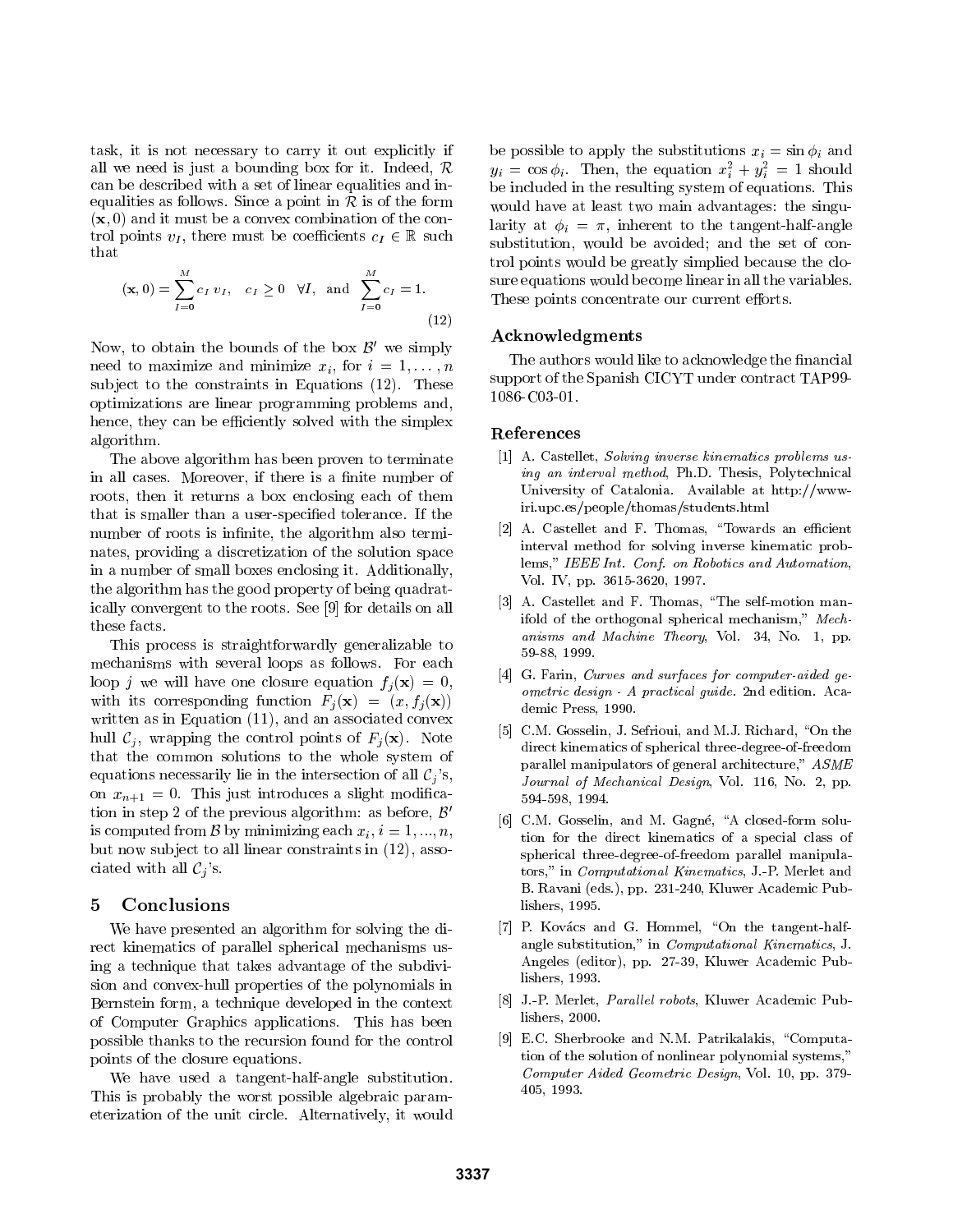task, it is not necessary to carry it out explicitly if all we need is just a bounding box for it. Indeed, $\mathcal{R}$ can be described with a set of linear equalities and inequalities as follows. Since a point in $\mathcal{R}$ is of the form $(\mathbf{x}, 0)$ and it must be a convex combination of the control points $v_I$, there must be coefficients $c_I \in \mathbb{R}$ such that

$$(\mathbf{x}, 0) = \sum_{I=\mathbf{0}}^{M} c_I \, v_I, \quad c_I \geq 0 \quad \forall I, \quad \text{and} \quad \sum_{I=\mathbf{0}}^{M} c_I = 1. \tag{12}$$

Now, to obtain the bounds of the box $\mathcal{B}'$ we simply need to maximize and minimize $x_i$, for $i = 1, \ldots, n$ subject to the constraints in Equations (12). These optimizations are linear programming problems and, hence, they can be efficiently solved with the simplex algorithm.

The above algorithm has been proven to terminate in all cases. Moreover, if there is a finite number of roots, then it returns a box enclosing each of them that is smaller than a user-specified tolerance. If the number of roots is infinite, the algorithm also terminates, providing a discretization of the solution space in a number of small boxes enclosing it. Additionally, the algorithm has the good property of being quadratically convergent to the roots. See [9] for details on all these facts.

This process is straightforwardly generalizable to mechanisms with several loops as follows. For each loop $j$ we will have one closure equation $f_j(\mathbf{x}) = 0$, with its corresponding function $F_j(\mathbf{x}) = (x, f_j(\mathbf{x}))$ written as in Equation (11), and an associated convex hull $\mathcal{C}_j$, wrapping the control points of $F_j(\mathbf{x})$. Note that the common solutions to the whole system of equations necessarily lie in the intersection of all $\mathcal{C}_j$'s, on $x_{n+1} = 0$. This just introduces a slight modification in step 2 of the previous algorithm: as before, $\mathcal{B}'$ is computed from $\mathcal{B}$ by minimizing each $x_i, i = 1, ..., n$, but now subject to all linear constraints in (12), associated with all $\mathcal{C}_j$'s.

## 5 Conclusions

We have presented an algorithm for solving the direct kinematics of parallel spherical mechanisms using a technique that takes advantage of the subdivision and convex-hull properties of the polynomials in Bernstein form, a technique developed in the context of Computer Graphics applications. This has been possible thanks to the recursion found for the control points of the closure equations.

We have used a tangent-half-angle substitution. This is probably the worst possible algebraic parameterization of the unit circle. Alternatively, it would be possible to apply the substitutions $x_i = \sin\phi_i$ and $y_i = \cos\phi_i$. Then, the equation $x_i^2 + y_i^2 = 1$ should be included in the resulting system of equations. This would have at least two main advantages: the singularity at $\phi_i = \pi$, inherent to the tangent-half-angle substitution, would be avoided; and the set of control points would be greatly simplied because the closure equations would become linear in all the variables. These points concentrate our current efforts.

## Acknowledgments

The authors would like to acknowledge the financial support of the Spanish CICYT under contract TAP99-1086-C03-01.

## References

[1] A. Castellet, *Solving inverse kinematics problems using an interval method*, Ph.D. Thesis, Polytechnical University of Catalonia. Available at http://www-iri.upc.es/people/thomas/students.html

[2] A. Castellet and F. Thomas, "Towards an efficient interval method for solving inverse kinematic problems," *IEEE Int. Conf. on Robotics and Automation*, Vol. IV, pp. 3615-3620, 1997.

[3] A. Castellet and F. Thomas, "The self-motion manifold of the orthogonal spherical mechanism," *Mechanisms and Machine Theory*, Vol. 34, No. 1, pp. 59-88, 1999.

[4] G. Farin, *Curves and surfaces for computer-aided geometric design - A practical guide*. 2nd edition. Academic Press, 1990.

[5] C.M. Gosselin, J. Sefrioui, and M.J. Richard, "On the direct kinematics of spherical three-degree-of-freedom parallel manipulators of general architecture," *ASME Journal of Mechanical Design*, Vol. 116, No. 2, pp. 594-598, 1994.

[6] C.M. Gosselin, and M. Gagné, "A closed-form solution for the direct kinematics of a special class of spherical three-degree-of-freedom parallel manipulators," in *Computational Kinematics*, J.-P. Merlet and B. Ravani (eds.), pp. 231-240, Kluwer Academic Publishers, 1995.

[7] P. Kovács and G. Hommel, "On the tangent-half-angle substitution," in *Computational Kinematics*, J. Angeles (editor), pp. 27-39, Kluwer Academic Publishers, 1993.

[8] J.-P. Merlet, *Parallel robots*, Kluwer Academic Publishers, 2000.

[9] E.C. Sherbrooke and N.M. Patrikalakis, "Computation of the solution of nonlinear polynomial systems," *Computer Aided Geometric Design*, Vol. 10, pp. 379-405, 1993.